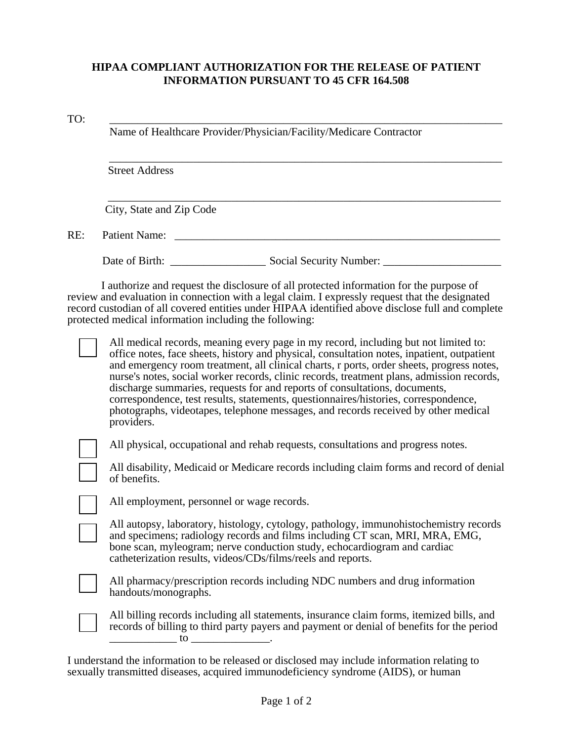# HIPAA COMPLIANT AUTHORIZATION FOR THE RELEASE OF PATIENT INFORMATION PURSUANT TO 45 CFR 164.508

TO: ______________________________________________________________________
Name of Healthcare Provider/Physician/Facility/Medicare Contractor

______________________________________________________________________
Street Address

______________________________________________________________________
City, State and Zip Code

RE: Patient Name: ____________________________________________________________

Date of Birth: _________________ Social Security Number: _____________________

I authorize and request the disclosure of all protected information for the purpose of review and evaluation in connection with a legal claim. I expressly request that the designated record custodian of all covered entities under HIPAA identified above disclose full and complete protected medical information including the following:

- ☐ All medical records, meaning every page in my record, including but not limited to: office notes, face sheets, history and physical, consultation notes, inpatient, outpatient and emergency room treatment, all clinical charts, r ports, order sheets, progress notes, nurse's notes, social worker records, clinic records, treatment plans, admission records, discharge summaries, requests for and reports of consultations, documents, correspondence, test results, statements, questionnaires/histories, correspondence, photographs, videotapes, telephone messages, and records received by other medical providers.
- ☐ All physical, occupational and rehab requests, consultations and progress notes.
- ☐ All disability, Medicaid or Medicare records including claim forms and record of denial of benefits.
- ☐ All employment, personnel or wage records.
- ☐ All autopsy, laboratory, histology, cytology, pathology, immunohistochemistry records and specimens; radiology records and films including CT scan, MRI, MRA, EMG, bone scan, myleogram; nerve conduction study, echocardiogram and cardiac catheterization results, videos/CDs/films/reels and reports.
- ☐ All pharmacy/prescription records including NDC numbers and drug information handouts/monographs.
- ☐ All billing records including all statements, insurance claim forms, itemized bills, and records of billing to third party payers and payment or denial of benefits for the period ____________ to ______________.

I understand the information to be released or disclosed may include information relating to sexually transmitted diseases, acquired immunodeficiency syndrome (AIDS), or human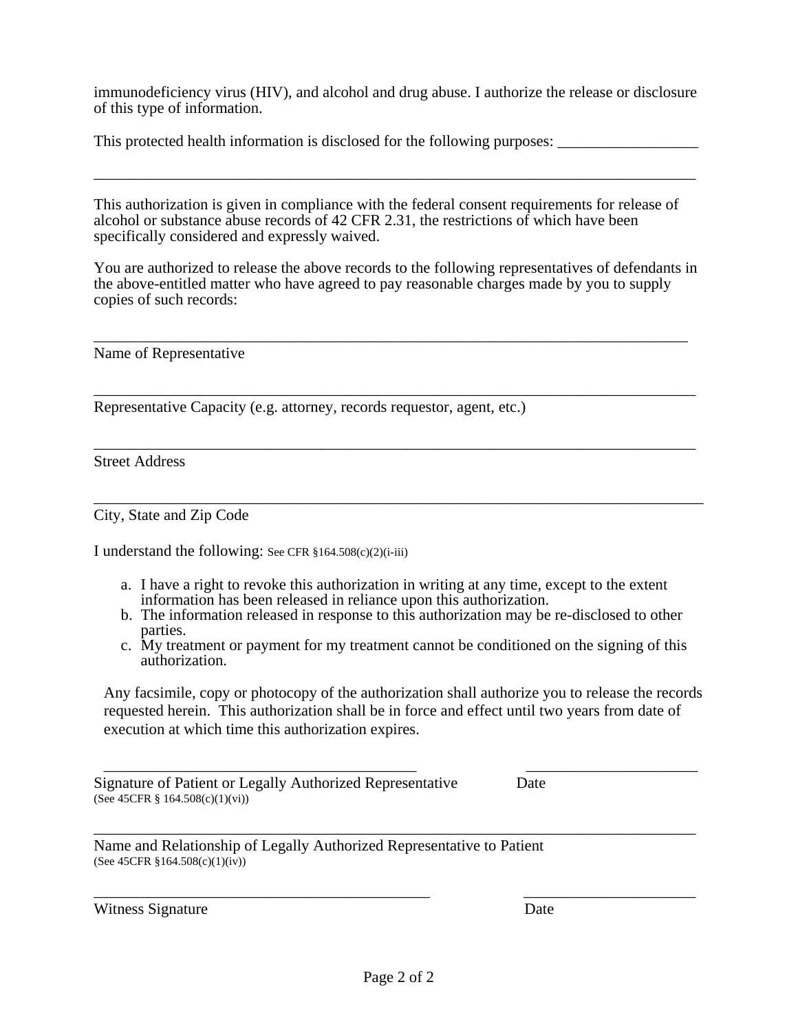immunodeficiency virus (HIV), and alcohol and drug abuse. I authorize the release or disclosure of this type of information.

This protected health information is disclosed for the following purposes: ___________________

_______________________________________________________________________________

This authorization is given in compliance with the federal consent requirements for release of alcohol or substance abuse records of 42 CFR 2.31, the restrictions of which have been specifically considered and expressly waived.

You are authorized to release the above records to the following representatives of defendants in the above-entitled matter who have agreed to pay reasonable charges made by you to supply copies of such records:

_______________________________________________________________________________

Name of Representative

_______________________________________________________________________________

Representative Capacity (e.g. attorney, records requestor, agent, etc.)

_______________________________________________________________________________

Street Address

_______________________________________________________________________________

City, State and Zip Code

I understand the following: See CFR §164.508(c)(2)(i-iii)

a. I have a right to revoke this authorization in writing at any time, except to the extent information has been released in reliance upon this authorization.
b. The information released in response to this authorization may be re-disclosed to other parties.
c. My treatment or payment for my treatment cannot be conditioned on the signing of this authorization.

Any facsimile, copy or photocopy of the authorization shall authorize you to release the records requested herein. This authorization shall be in force and effect until two years from date of execution at which time this authorization expires.

__________________________________________ ______________________

Signature of Patient or Legally Authorized Representative Date
(See 45CFR § 164.508(c)(1)(vi))

_______________________________________________________________________________

Name and Relationship of Legally Authorized Representative to Patient
(See 45CFR §164.508(c)(1)(iv))

_____________________________________________ ______________________

Witness Signature Date